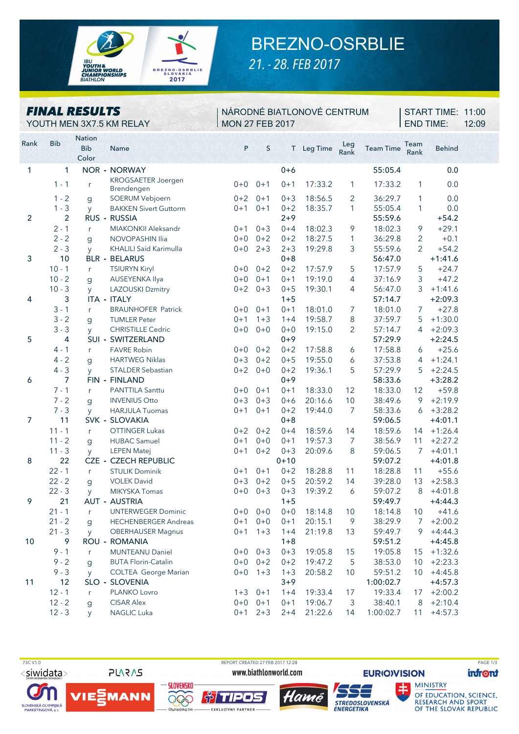# BREZNO-OSRBLIE

*21. - 28. FEB 2017*

## FINAL RESULTS

YOUTH MEN 3X7.5 KM RELAY

NÁRODNÉ BIATLONOVÉ CENTRUM
MON 27 FEB 2017

START TIME: 11:00
END TIME: 12:09

| Rank | Bib | Nation Bib Color | Name | P | S | T | Leg Time | Leg Rank | Team Time | Team Rank | Behind |
|---|---|---|---|---|---|---|---|---|---|---|---|
| 1 | 1 | NOR - | NORWAY | | | 0+6 | | | 55:05.4 | | 0.0 |
| | 1 - 1 | r | KROGSAETER Joergen Brendengen | 0+0 | 0+1 | 0+1 | 17:33.2 | 1 | 17:33.2 | 1 | 0.0 |
| | 1 - 2 | g | SOERUM Vebjoern | 0+2 | 0+1 | 0+3 | 18:56.5 | 2 | 36:29.7 | 1 | 0.0 |
| | 1 - 3 | y | BAKKEN Sivert Guttorm | 0+1 | 0+1 | 0+2 | 18:35.7 | 1 | 55:05.4 | 1 | 0.0 |
| 2 | 2 | RUS - | RUSSIA | | | 2+9 | | | 55:59.6 | | +54.2 |
| | 2 - 1 | r | MIAKONKII Aleksandr | 0+1 | 0+3 | 0+4 | 18:02.3 | 9 | 18:02.3 | 9 | +29.1 |
| | 2 - 2 | g | NOVOPASHIN Ilia | 0+0 | 0+2 | 0+2 | 18:27.5 | 1 | 36:29.8 | 2 | +0.1 |
| | 2 - 3 | y | KHALILI Said Karimulla | 0+0 | 2+3 | 2+3 | 19:29.8 | 3 | 55:59.6 | 2 | +54.2 |
| 3 | 10 | BLR - | BELARUS | | | 0+8 | | | 56:47.0 | | +1:41.6 |
| | 10 - 1 | r | TSIURYN Kiryl | 0+0 | 0+2 | 0+2 | 17:57.9 | 5 | 17:57.9 | 5 | +24.7 |
| | 10 - 2 | g | AUSEYENKA Ilya | 0+0 | 0+1 | 0+1 | 19:19.0 | 4 | 37:16.9 | 3 | +47.2 |
| | 10 - 3 | y | LAZOUSKI Dzmitry | 0+2 | 0+3 | 0+5 | 19:30.1 | 4 | 56:47.0 | 3 | +1:41.6 |
| 4 | 3 | ITA - | ITALY | | | 1+5 | | | 57:14.7 | | +2:09.3 |
| | 3 - 1 | r | BRAUNHOFER Patrick | 0+0 | 0+1 | 0+1 | 18:01.0 | 7 | 18:01.0 | 7 | +27.8 |
| | 3 - 2 | g | TUMLER Peter | 0+1 | 1+3 | 1+4 | 19:58.7 | 8 | 37:59.7 | 5 | +1:30.0 |
| | 3 - 3 | y | CHRISTILLE Cedric | 0+0 | 0+0 | 0+0 | 19:15.0 | 2 | 57:14.7 | 4 | +2:09.3 |
| 5 | 4 | SUI - | SWITZERLAND | | | 0+9 | | | 57:29.9 | | +2:24.5 |
| | 4 - 1 | r | FAVRE Robin | 0+0 | 0+2 | 0+2 | 17:58.8 | 6 | 17:58.8 | 6 | +25.6 |
| | 4 - 2 | g | HARTWEG Niklas | 0+3 | 0+2 | 0+5 | 19:55.0 | 6 | 37:53.8 | 4 | +1:24.1 |
| | 4 - 3 | y | STALDER Sebastian | 0+2 | 0+0 | 0+2 | 19:36.1 | 5 | 57:29.9 | 5 | +2:24.5 |
| 6 | 7 | FIN - | FINLAND | | | 0+9 | | | 58:33.6 | | +3:28.2 |
| | 7 - 1 | r | PANTTILA Santtu | 0+0 | 0+1 | 0+1 | 18:33.0 | 12 | 18:33.0 | 12 | +59.8 |
| | 7 - 2 | g | INVENIUS Otto | 0+3 | 0+3 | 0+6 | 20:16.6 | 10 | 38:49.6 | 9 | +2:19.9 |
| | 7 - 3 | y | HARJULA Tuomas | 0+1 | 0+1 | 0+2 | 19:44.0 | 7 | 58:33.6 | 6 | +3:28.2 |
| 7 | 11 | SVK - | SLOVAKIA | | | 0+8 | | | 59:06.5 | | +4:01.1 |
| | 11 - 1 | r | OTTINGER Lukas | 0+2 | 0+2 | 0+4 | 18:59.6 | 14 | 18:59.6 | 14 | +1:26.4 |
| | 11 - 2 | g | HUBAC Samuel | 0+1 | 0+0 | 0+1 | 19:57.3 | 7 | 38:56.9 | 11 | +2:27.2 |
| | 11 - 3 | y | LEPEN Matej | 0+1 | 0+2 | 0+3 | 20:09.6 | 8 | 59:06.5 | 7 | +4:01.1 |
| 8 | 22 | CZE - | CZECH REPUBLIC | | | 0+10 | | | 59:07.2 | | +4:01.8 |
| | 22 - 1 | r | STULIK Dominik | 0+1 | 0+1 | 0+2 | 18:28.8 | 11 | 18:28.8 | 11 | +55.6 |
| | 22 - 2 | g | VOLEK David | 0+3 | 0+2 | 0+5 | 20:59.2 | 14 | 39:28.0 | 13 | +2:58.3 |
| | 22 - 3 | y | MIKYSKA Tomas | 0+0 | 0+3 | 0+3 | 19:39.2 | 6 | 59:07.2 | 8 | +4:01.8 |
| 9 | 21 | AUT - | AUSTRIA | | | 1+5 | | | 59:49.7 | | +4:44.3 |
| | 21 - 1 | r | UNTERWEGER Dominic | 0+0 | 0+0 | 0+0 | 18:14.8 | 10 | 18:14.8 | 10 | +41.6 |
| | 21 - 2 | g | HECHENBERGER Andreas | 0+1 | 0+0 | 0+1 | 20:15.1 | 9 | 38:29.9 | 7 | +2:00.2 |
| | 21 - 3 | y | OBERHAUSER Magnus | 0+1 | 1+3 | 1+4 | 21:19.8 | 13 | 59:49.7 | 9 | +4:44.3 |
| 10 | 9 | ROU - | ROMANIA | | | 1+8 | | | 59:51.2 | | +4:45.8 |
| | 9 - 1 | r | MUNTEANU Daniel | 0+0 | 0+3 | 0+3 | 19:05.8 | 15 | 19:05.8 | 15 | +1:32.6 |
| | 9 - 2 | g | BUTA Florin-Catalin | 0+0 | 0+2 | 0+2 | 19:47.2 | 5 | 38:53.0 | 10 | +2:23.3 |
| | 9 - 3 | y | COLTEA George Marian | 0+0 | 1+3 | 1+3 | 20:58.2 | 10 | 59:51.2 | 10 | +4:45.8 |
| 11 | 12 | SLO - | SLOVENIA | | | 3+9 | | | 1:00:02.7 | | +4:57.3 |
| | 12 - 1 | r | PLANKO Lovro | 1+3 | 0+1 | 1+4 | 19:33.4 | 17 | 19:33.4 | 17 | +2:00.2 |
| | 12 - 2 | g | CISAR Alex | 0+0 | 0+1 | 0+1 | 19:06.7 | 3 | 38:40.1 | 8 | +2:10.4 |
| | 12 - 3 | y | NAGLIC Luka | 0+1 | 2+3 | 2+4 | 21:22.6 | 14 | 1:00:02.7 | 11 | +4:57.3 |

73C V1.0 REPORT CREATED 27 FEB 2017 12:28

www.biathlonworld.com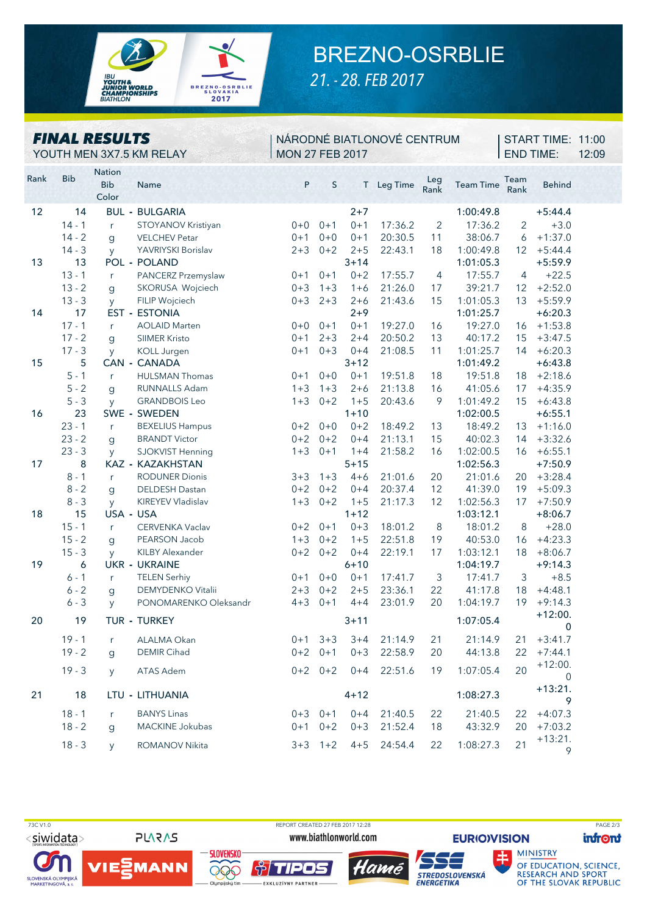# BREZNO-OSRBLIE

*21. - 28. FEB 2017*

## FINAL RESULTS

YOUTH MEN 3X7.5 KM RELAY

NÁRODNÉ BIATLONOVÉ CENTRUM
MON 27 FEB 2017

START TIME: 11:00
END TIME: 12:09

| Rank | Bib | Nation Bib Color | Name | P | S | T | Leg Time | Leg Rank | Team Time | Team Rank | Behind |
|---|---|---|---|---|---|---|---|---|---|---|---|
| 12 | 14 | BUL - | BULGARIA | | | 2+7 | | | 1:00:49.8 | | +5:44.4 |
| | 14 - 1 | r | STOYANOV Kristiyan | 0+0 | 0+1 | 0+1 | 17:36.2 | 2 | 17:36.2 | 2 | +3.0 |
| | 14 - 2 | g | VELCHEV Petar | 0+1 | 0+0 | 0+1 | 20:30.5 | 11 | 38:06.7 | 6 | +1:37.0 |
| | 14 - 3 | y | YAVRIYSKI Borislav | 2+3 | 0+2 | 2+5 | 22:43.1 | 18 | 1:00:49.8 | 12 | +5:44.4 |
| 13 | 13 | POL - | POLAND | | | 3+14 | | | 1:01:05.3 | | +5:59.9 |
| | 13 - 1 | r | PANCERZ Przemyslaw | 0+1 | 0+1 | 0+2 | 17:55.7 | 4 | 17:55.7 | 4 | +22.5 |
| | 13 - 2 | g | SKORUSA Wojciech | 0+3 | 1+3 | 1+6 | 21:26.0 | 17 | 39:21.7 | 12 | +2:52.0 |
| | 13 - 3 | y | FILIP Wojciech | 0+3 | 2+3 | 2+6 | 21:43.6 | 15 | 1:01:05.3 | 13 | +5:59.9 |
| 14 | 17 | EST - | ESTONIA | | | 2+9 | | | 1:01:25.7 | | +6:20.3 |
| | 17 - 1 | r | AOLAID Marten | 0+0 | 0+1 | 0+1 | 19:27.0 | 16 | 19:27.0 | 16 | +1:53.8 |
| | 17 - 2 | g | SIIMER Kristo | 0+1 | 2+3 | 2+4 | 20:50.2 | 13 | 40:17.2 | 15 | +3:47.5 |
| | 17 - 3 | y | KOLL Jurgen | 0+1 | 0+3 | 0+4 | 21:08.5 | 11 | 1:01:25.7 | 14 | +6:20.3 |
| 15 | 5 | CAN - | CANADA | | | 3+12 | | | 1:01:49.2 | | +6:43.8 |
| | 5 - 1 | r | HULSMAN Thomas | 0+1 | 0+0 | 0+1 | 19:51.8 | 18 | 19:51.8 | 18 | +2:18.6 |
| | 5 - 2 | g | RUNNALLS Adam | 1+3 | 1+3 | 2+6 | 21:13.8 | 16 | 41:05.6 | 17 | +4:35.9 |
| | 5 - 3 | y | GRANDBOIS Leo | 1+3 | 0+2 | 1+5 | 20:43.6 | 9 | 1:01:49.2 | 15 | +6:43.8 |
| 16 | 23 | SWE - | SWEDEN | | | 1+10 | | | 1:02:00.5 | | +6:55.1 |
| | 23 - 1 | r | BEXELIUS Hampus | 0+2 | 0+0 | 0+2 | 18:49.2 | 13 | 18:49.2 | 13 | +1:16.0 |
| | 23 - 2 | g | BRANDT Victor | 0+2 | 0+2 | 0+4 | 21:13.1 | 15 | 40:02.3 | 14 | +3:32.6 |
| | 23 - 3 | y | SJOKVIST Henning | 1+3 | 0+1 | 1+4 | 21:58.2 | 16 | 1:02:00.5 | 16 | +6:55.1 |
| 17 | 8 | KAZ - | KAZAKHSTAN | | | 5+15 | | | 1:02:56.3 | | +7:50.9 |
| | 8 - 1 | r | RODUNER Dionis | 3+3 | 1+3 | 4+6 | 21:01.6 | 20 | 21:01.6 | 20 | +3:28.4 |
| | 8 - 2 | g | DELDESH Dastan | 0+2 | 0+2 | 0+4 | 20:37.4 | 12 | 41:39.0 | 19 | +5:09.3 |
| | 8 - 3 | y | KIREYEV Vladislav | 1+3 | 0+2 | 1+5 | 21:17.3 | 12 | 1:02:56.3 | 17 | +7:50.9 |
| 18 | 15 | USA - | USA | | | 1+12 | | | 1:03:12.1 | | +8:06.7 |
| | 15 - 1 | r | CERVENKA Vaclav | 0+2 | 0+1 | 0+3 | 18:01.2 | 8 | 18:01.2 | 8 | +28.0 |
| | 15 - 2 | g | PEARSON Jacob | 1+3 | 0+2 | 1+5 | 22:51.8 | 19 | 40:53.0 | 16 | +4:23.3 |
| | 15 - 3 | y | KILBY Alexander | 0+2 | 0+2 | 0+4 | 22:19.1 | 17 | 1:03:12.1 | 18 | +8:06.7 |
| 19 | 6 | UKR - | UKRAINE | | | 6+10 | | | 1:04:19.7 | | +9:14.3 |
| | 6 - 1 | r | TELEN Serhiy | 0+1 | 0+0 | 0+1 | 17:41.7 | 3 | 17:41.7 | 3 | +8.5 |
| | 6 - 2 | g | DEMYDENKO Vitalii | 2+3 | 0+2 | 2+5 | 23:36.1 | 22 | 41:17.8 | 18 | +4:48.1 |
| | 6 - 3 | y | PONOMARENKO Oleksandr | 4+3 | 0+1 | 4+4 | 23:01.9 | 20 | 1:04:19.7 | 19 | +9:14.3 |
| 20 | 19 | TUR - | TURKEY | | | 3+11 | | | 1:07:05.4 | | +12:00.0 |
| | 19 - 1 | r | ALALMA Okan | 0+1 | 3+3 | 3+4 | 21:14.9 | 21 | 21:14.9 | 21 | +3:41.7 |
| | 19 - 2 | g | DEMIR Cihad | 0+2 | 0+1 | 0+3 | 22:58.9 | 20 | 44:13.8 | 22 | +7:44.1 |
| | 19 - 3 | y | ATAS Adem | 0+2 | 0+2 | 0+4 | 22:51.6 | 19 | 1:07:05.4 | 20 | +12:00.0 |
| 21 | 18 | LTU - | LITHUANIA | | | 4+12 | | | 1:08:27.3 | | +13:21.9 |
| | 18 - 1 | r | BANYS Linas | 0+3 | 0+1 | 0+4 | 21:40.5 | 22 | 21:40.5 | 22 | +4:07.3 |
| | 18 - 2 | g | MACKINE Jokubas | 0+1 | 0+2 | 0+3 | 21:52.4 | 18 | 43:32.9 | 20 | +7:03.2 |
| | 18 - 3 | y | ROMANOV Nikita | 3+3 | 1+2 | 4+5 | 24:54.4 | 22 | 1:08:27.3 | 21 | +13:21.9 |

73C V1.0 REPORT CREATED 27 FEB 2017 12:28 www.biathlonworld.com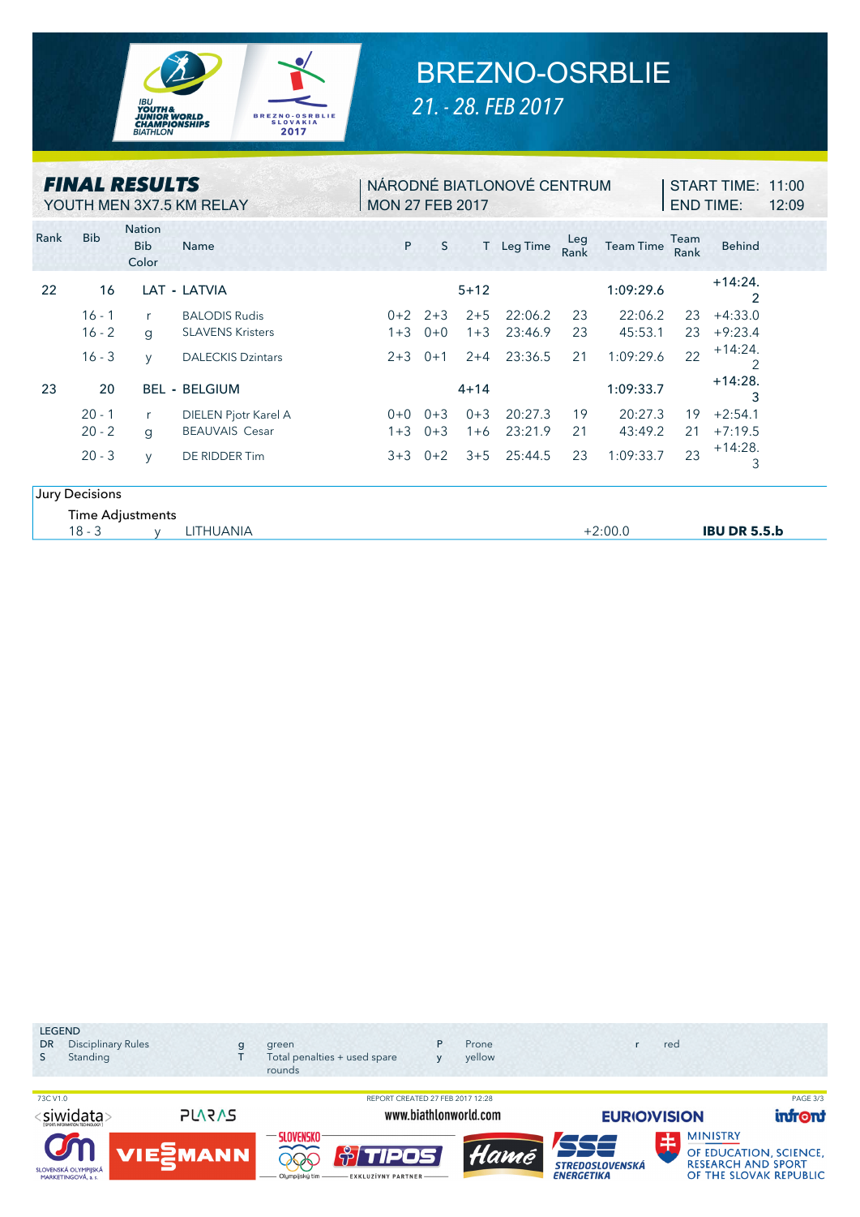# BREZNO-OSRBLIE

*21. - 28. FEB 2017*

## FINAL RESULTS

YOUTH MEN 3X7.5 KM RELAY

NÁRODNÉ BIATLONOVÉ CENTRUM
MON 27 FEB 2017

START TIME: 11:00
END TIME: 12:09

| Rank | Bib | Nation Bib Color | Name | P | S | T | Leg Time | Leg Rank | Team Time | Team Rank | Behind |
|---|---|---|---|---|---|---|---|---|---|---|---|
| 22 | 16 | LAT - LATVIA | | | | 5+12 | | | 1:09:29.6 | | +14:24.2 |
| | 16 - 1 | r | BALODIS Rudis | 0+2 | 2+3 | 2+5 | 22:06.2 | 23 | 22:06.2 | 23 | +4:33.0 |
| | 16 - 2 | g | SLAVENS Kristers | 1+3 | 0+0 | 1+3 | 23:46.9 | 23 | 45:53.1 | 23 | +9:23.4 |
| | 16 - 3 | y | DALECKIS Dzintars | 2+3 | 0+1 | 2+4 | 23:36.5 | 21 | 1:09:29.6 | 22 | +14:24.2 |
| 23 | 20 | BEL - BELGIUM | | | | 4+14 | | | 1:09:33.7 | | +14:28.3 |
| | 20 - 1 | r | DIELEN Pjotr Karel A | 0+0 | 0+3 | 0+3 | 20:27.3 | 19 | 20:27.3 | 19 | +2:54.1 |
| | 20 - 2 | g | BEAUVAIS Cesar | 1+3 | 0+3 | 1+6 | 23:21.9 | 21 | 43:49.2 | 21 | +7:19.5 |
| | 20 - 3 | y | DE RIDDER Tim | 3+3 | 0+2 | 3+5 | 25:44.5 | 23 | 1:09:33.7 | 23 | +14:28.3 |

Jury Decisions

Time Adjustments

| | | | | |
|---|---|---|---|---|
| 18 - 3 | y | LITHUANIA | +2:00.0 | **IBU DR 5.5.b** |

LEGEND

| | | | | | | | |
|---|---|---|---|---|---|---|---|
| DR | Disciplinary Rules | g | green | P | Prone | r | red |
| S | Standing | T | Total penalties + used spare rounds | y | yellow | | |

73C V1.0 — REPORT CREATED 27 FEB 2017 12:28

www.biathlonworld.com